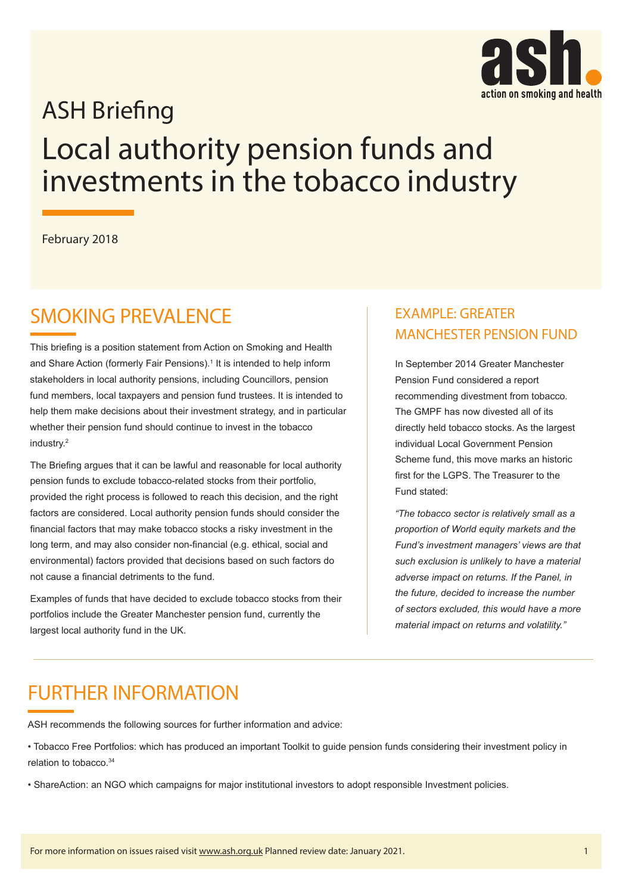ASH Briefing

# Local authority pension funds and investments in the tobacco industry

February 2018

## SMOKING PREVALENCE

This briefing is a position statement from Action on Smoking and Health and Share Action (formerly Fair Pensions).[1] It is intended to help inform stakeholders in local authority pensions, including Councillors, pension fund members, local taxpayers and pension fund trustees. It is intended to help them make decisions about their investment strategy, and in particular whether their pension fund should continue to invest in the tobacco industry.[2]

The Briefing argues that it can be lawful and reasonable for local authority pension funds to exclude tobacco-related stocks from their portfolio, provided the right process is followed to reach this decision, and the right factors are considered. Local authority pension funds should consider the financial factors that may make tobacco stocks a risky investment in the long term, and may also consider non-financial (e.g. ethical, social and environmental) factors provided that decisions based on such factors do not cause a financial detriments to the fund.

Examples of funds that have decided to exclude tobacco stocks from their portfolios include the Greater Manchester pension fund, currently the largest local authority fund in the UK.

## EXAMPLE: GREATER MANCHESTER PENSION FUND

In September 2014 Greater Manchester Pension Fund considered a report recommending divestment from tobacco. The GMPF has now divested all of its directly held tobacco stocks. As the largest individual Local Government Pension Scheme fund, this move marks an historic first for the LGPS. The Treasurer to the Fund stated:

*"The tobacco sector is relatively small as a proportion of World equity markets and the Fund's investment managers' views are that such exclusion is unlikely to have a material adverse impact on returns. If the Panel, in the future, decided to increase the number of sectors excluded, this would have a more material impact on returns and volatility."*

## FURTHER INFORMATION

ASH recommends the following sources for further information and advice:

- Tobacco Free Portfolios: which has produced an important Toolkit to guide pension funds considering their investment policy in relation to tobacco.[3,4]
- ShareAction: an NGO which campaigns for major institutional investors to adopt responsible Investment policies.

For more information on issues raised visit www.ash.org.uk Planned review date: January 2021.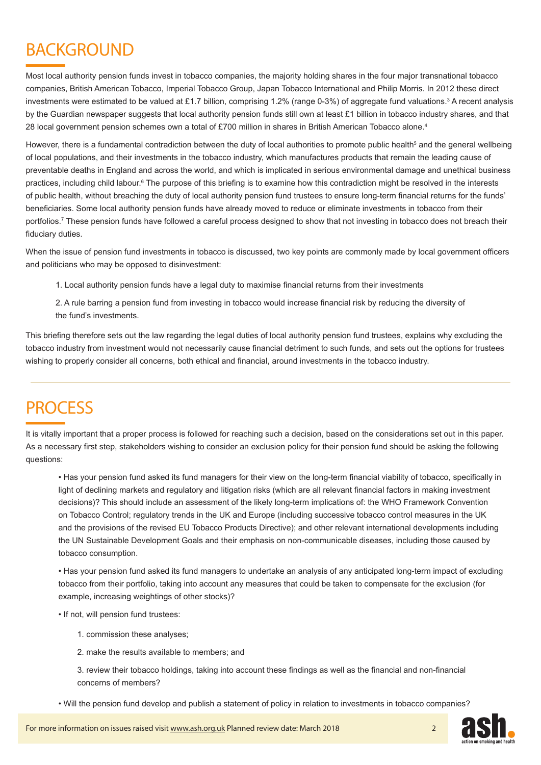# BACKGROUND

Most local authority pension funds invest in tobacco companies, the majority holding shares in the four major transnational tobacco companies, British American Tobacco, Imperial Tobacco Group, Japan Tobacco International and Philip Morris. In 2012 these direct investments were estimated to be valued at £1.7 billion, comprising 1.2% (range 0-3%) of aggregate fund valuations.[3] A recent analysis by the Guardian newspaper suggests that local authority pension funds still own at least £1 billion in tobacco industry shares, and that 28 local government pension schemes own a total of £700 million in shares in British American Tobacco alone.[4]

However, there is a fundamental contradiction between the duty of local authorities to promote public health[5] and the general wellbeing of local populations, and their investments in the tobacco industry, which manufactures products that remain the leading cause of preventable deaths in England and across the world, and which is implicated in serious environmental damage and unethical business practices, including child labour.[6] The purpose of this briefing is to examine how this contradiction might be resolved in the interests of public health, without breaching the duty of local authority pension fund trustees to ensure long-term financial returns for the funds' beneficiaries. Some local authority pension funds have already moved to reduce or eliminate investments in tobacco from their portfolios.[7] These pension funds have followed a careful process designed to show that not investing in tobacco does not breach their fiduciary duties.

When the issue of pension fund investments in tobacco is discussed, two key points are commonly made by local government officers and politicians who may be opposed to disinvestment:

1. Local authority pension funds have a legal duty to maximise financial returns from their investments
2. A rule barring a pension fund from investing in tobacco would increase financial risk by reducing the diversity of the fund's investments.

This briefing therefore sets out the law regarding the legal duties of local authority pension fund trustees, explains why excluding the tobacco industry from investment would not necessarily cause financial detriment to such funds, and sets out the options for trustees wishing to properly consider all concerns, both ethical and financial, around investments in the tobacco industry.

# PROCESS

It is vitally important that a proper process is followed for reaching such a decision, based on the considerations set out in this paper. As a necessary first step, stakeholders wishing to consider an exclusion policy for their pension fund should be asking the following questions:

- Has your pension fund asked its fund managers for their view on the long-term financial viability of tobacco, specifically in light of declining markets and regulatory and litigation risks (which are all relevant financial factors in making investment decisions)? This should include an assessment of the likely long-term implications of: the WHO Framework Convention on Tobacco Control; regulatory trends in the UK and Europe (including successive tobacco control measures in the UK and the provisions of the revised EU Tobacco Products Directive); and other relevant international developments including the UN Sustainable Development Goals and their emphasis on non-communicable diseases, including those caused by tobacco consumption.
- Has your pension fund asked its fund managers to undertake an analysis of any anticipated long-term impact of excluding tobacco from their portfolio, taking into account any measures that could be taken to compensate for the exclusion (for example, increasing weightings of other stocks)?
- If not, will pension fund trustees:
    1. commission these analyses;
    2. make the results available to members; and
    3. review their tobacco holdings, taking into account these findings as well as the financial and non-financial concerns of members?
- Will the pension fund develop and publish a statement of policy in relation to investments in tobacco companies?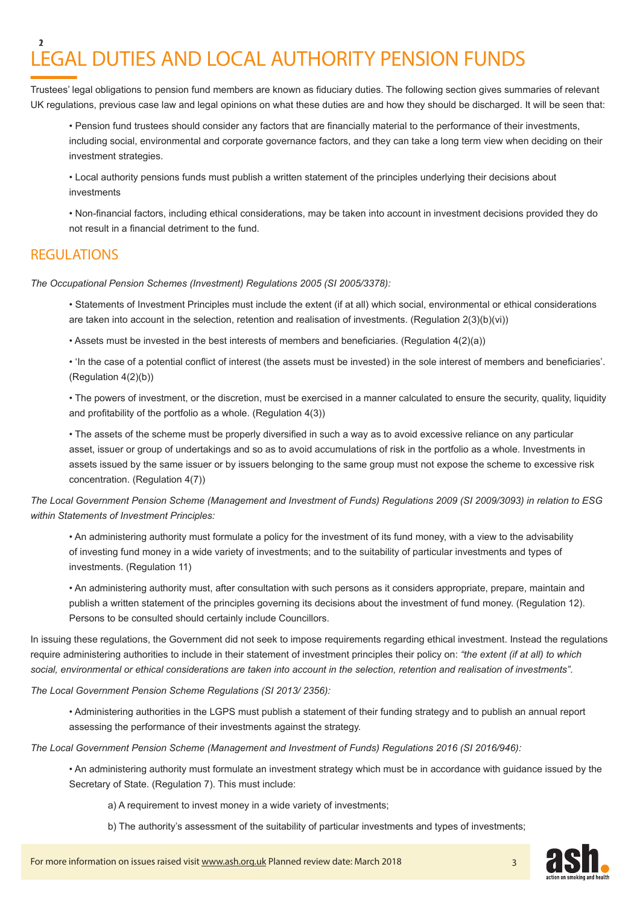# 2 LEGAL DUTIES AND LOCAL AUTHORITY PENSION FUNDS

Trustees' legal obligations to pension fund members are known as fiduciary duties. The following section gives summaries of relevant UK regulations, previous case law and legal opinions on what these duties are and how they should be discharged. It will be seen that:

- Pension fund trustees should consider any factors that are financially material to the performance of their investments, including social, environmental and corporate governance factors, and they can take a long term view when deciding on their investment strategies.
- Local authority pensions funds must publish a written statement of the principles underlying their decisions about investments
- Non-financial factors, including ethical considerations, may be taken into account in investment decisions provided they do not result in a financial detriment to the fund.

## REGULATIONS

*The Occupational Pension Schemes (Investment) Regulations 2005 (SI 2005/3378):*

- Statements of Investment Principles must include the extent (if at all) which social, environmental or ethical considerations are taken into account in the selection, retention and realisation of investments. (Regulation 2(3)(b)(vi))
- Assets must be invested in the best interests of members and beneficiaries. (Regulation 4(2)(a))
- 'In the case of a potential conflict of interest (the assets must be invested) in the sole interest of members and beneficiaries'. (Regulation 4(2)(b))
- The powers of investment, or the discretion, must be exercised in a manner calculated to ensure the security, quality, liquidity and profitability of the portfolio as a whole. (Regulation 4(3))
- The assets of the scheme must be properly diversified in such a way as to avoid excessive reliance on any particular asset, issuer or group of undertakings and so as to avoid accumulations of risk in the portfolio as a whole. Investments in assets issued by the same issuer or by issuers belonging to the same group must not expose the scheme to excessive risk concentration. (Regulation 4(7))

*The Local Government Pension Scheme (Management and Investment of Funds) Regulations 2009 (SI 2009/3093) in relation to ESG within Statements of Investment Principles:*

- An administering authority must formulate a policy for the investment of its fund money, with a view to the advisability of investing fund money in a wide variety of investments; and to the suitability of particular investments and types of investments. (Regulation 11)
- An administering authority must, after consultation with such persons as it considers appropriate, prepare, maintain and publish a written statement of the principles governing its decisions about the investment of fund money. (Regulation 12). Persons to be consulted should certainly include Councillors.

In issuing these regulations, the Government did not seek to impose requirements regarding ethical investment. Instead the regulations require administering authorities to include in their statement of investment principles their policy on: *"the extent (if at all) to which social, environmental or ethical considerations are taken into account in the selection, retention and realisation of investments"*.

*The Local Government Pension Scheme Regulations (SI 2013/ 2356):*

- Administering authorities in the LGPS must publish a statement of their funding strategy and to publish an annual report assessing the performance of their investments against the strategy.

*The Local Government Pension Scheme (Management and Investment of Funds) Regulations 2016 (SI 2016/946):*

- An administering authority must formulate an investment strategy which must be in accordance with guidance issued by the Secretary of State. (Regulation 7). This must include:

    a) A requirement to invest money in a wide variety of investments;

    b) The authority's assessment of the suitability of particular investments and types of investments;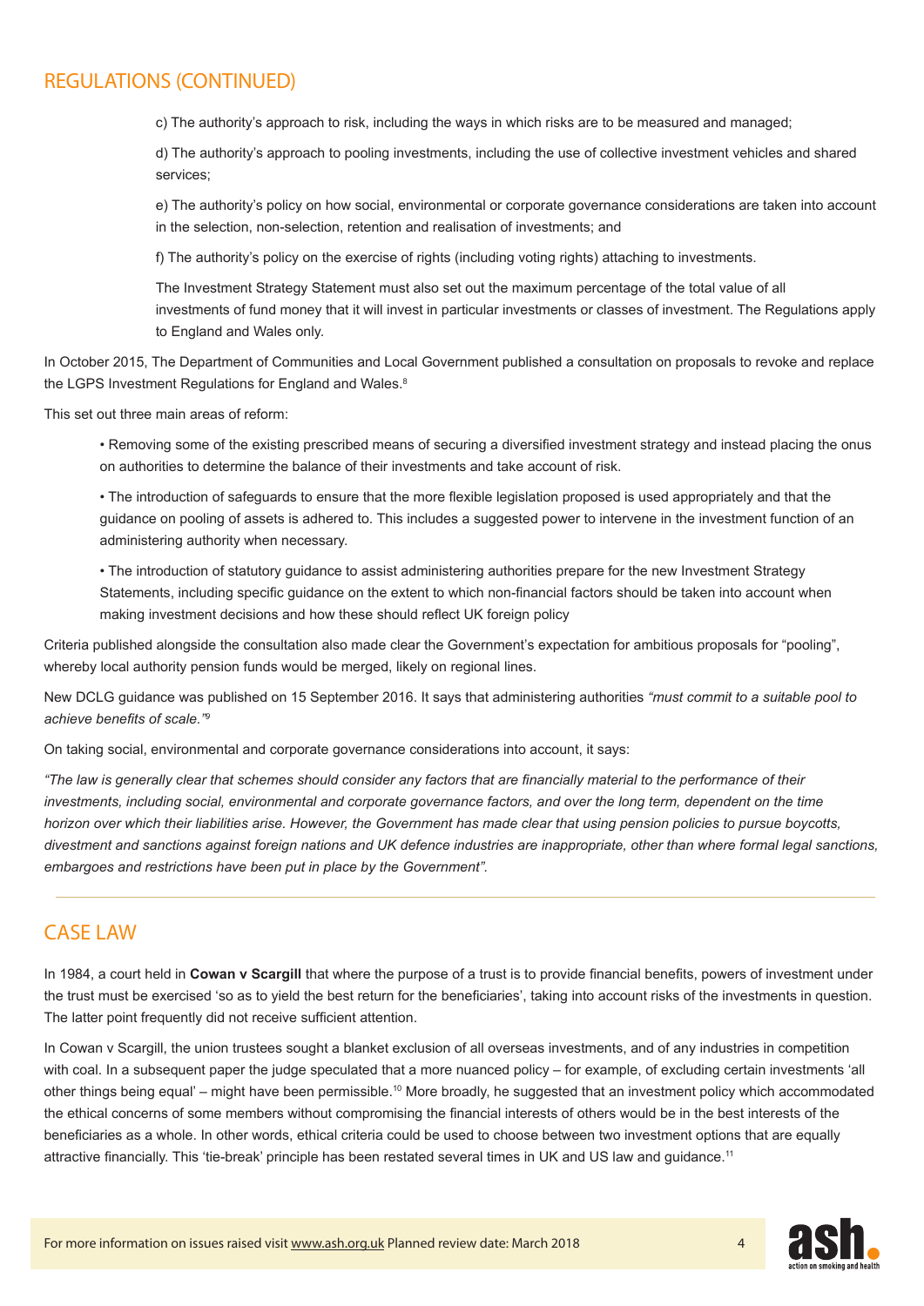## REGULATIONS (CONTINUED)

c) The authority's approach to risk, including the ways in which risks are to be measured and managed;

d) The authority's approach to pooling investments, including the use of collective investment vehicles and shared services;

e) The authority's policy on how social, environmental or corporate governance considerations are taken into account in the selection, non-selection, retention and realisation of investments; and

f) The authority's policy on the exercise of rights (including voting rights) attaching to investments.

The Investment Strategy Statement must also set out the maximum percentage of the total value of all investments of fund money that it will invest in particular investments or classes of investment. The Regulations apply to England and Wales only.

In October 2015, The Department of Communities and Local Government published a consultation on proposals to revoke and replace the LGPS Investment Regulations for England and Wales.[8]

This set out three main areas of reform:

- Removing some of the existing prescribed means of securing a diversified investment strategy and instead placing the onus on authorities to determine the balance of their investments and take account of risk.
- The introduction of safeguards to ensure that the more flexible legislation proposed is used appropriately and that the guidance on pooling of assets is adhered to. This includes a suggested power to intervene in the investment function of an administering authority when necessary.
- The introduction of statutory guidance to assist administering authorities prepare for the new Investment Strategy Statements, including specific guidance on the extent to which non-financial factors should be taken into account when making investment decisions and how these should reflect UK foreign policy

Criteria published alongside the consultation also made clear the Government's expectation for ambitious proposals for "pooling", whereby local authority pension funds would be merged, likely on regional lines.

New DCLG guidance was published on 15 September 2016. It says that administering authorities *"must commit to a suitable pool to achieve benefits of scale."*[9]

On taking social, environmental and corporate governance considerations into account, it says:

*"The law is generally clear that schemes should consider any factors that are financially material to the performance of their investments, including social, environmental and corporate governance factors, and over the long term, dependent on the time horizon over which their liabilities arise. However, the Government has made clear that using pension policies to pursue boycotts, divestment and sanctions against foreign nations and UK defence industries are inappropriate, other than where formal legal sanctions, embargoes and restrictions have been put in place by the Government".*

## CASE LAW

In 1984, a court held in **Cowan v Scargill** that where the purpose of a trust is to provide financial benefits, powers of investment under the trust must be exercised 'so as to yield the best return for the beneficiaries', taking into account risks of the investments in question. The latter point frequently did not receive sufficient attention.

In Cowan v Scargill, the union trustees sought a blanket exclusion of all overseas investments, and of any industries in competition with coal. In a subsequent paper the judge speculated that a more nuanced policy – for example, of excluding certain investments 'all other things being equal' – might have been permissible.[10] More broadly, he suggested that an investment policy which accommodated the ethical concerns of some members without compromising the financial interests of others would be in the best interests of the beneficiaries as a whole. In other words, ethical criteria could be used to choose between two investment options that are equally attractive financially. This 'tie-break' principle has been restated several times in UK and US law and guidance.[11]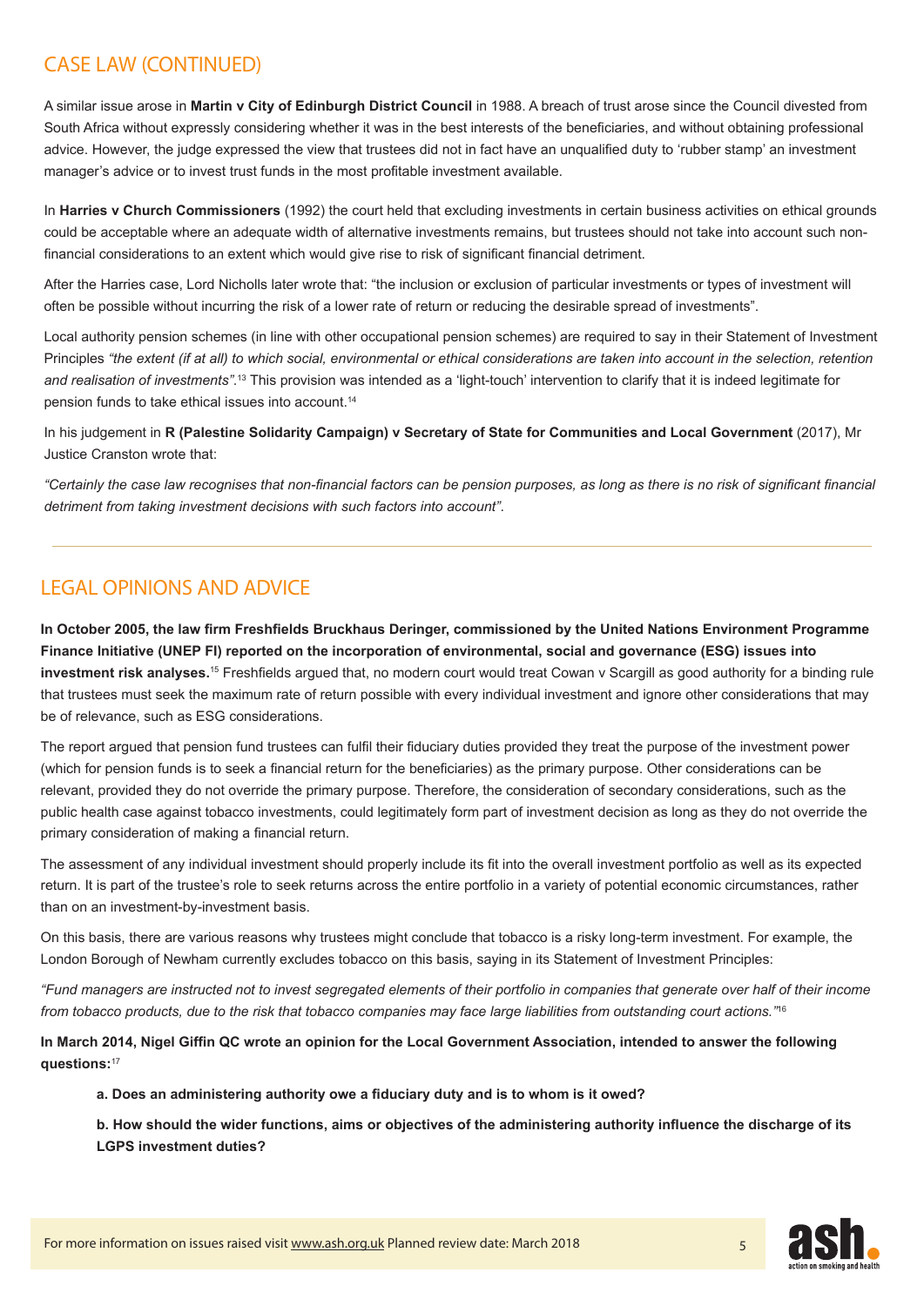## CASE LAW (CONTINUED)

A similar issue arose in **Martin v City of Edinburgh District Council** in 1988. A breach of trust arose since the Council divested from South Africa without expressly considering whether it was in the best interests of the beneficiaries, and without obtaining professional advice. However, the judge expressed the view that trustees did not in fact have an unqualified duty to 'rubber stamp' an investment manager's advice or to invest trust funds in the most profitable investment available.

In **Harries v Church Commissioners** (1992) the court held that excluding investments in certain business activities on ethical grounds could be acceptable where an adequate width of alternative investments remains, but trustees should not take into account such non-financial considerations to an extent which would give rise to risk of significant financial detriment.

After the Harries case, Lord Nicholls later wrote that: "the inclusion or exclusion of particular investments or types of investment will often be possible without incurring the risk of a lower rate of return or reducing the desirable spread of investments".

Local authority pension schemes (in line with other occupational pension schemes) are required to say in their Statement of Investment Principles *"the extent (if at all) to which social, environmental or ethical considerations are taken into account in the selection, retention and realisation of investments"*.[13] This provision was intended as a 'light-touch' intervention to clarify that it is indeed legitimate for pension funds to take ethical issues into account.[14]

In his judgement in **R (Palestine Solidarity Campaign) v Secretary of State for Communities and Local Government** (2017), Mr Justice Cranston wrote that:

*"Certainly the case law recognises that non-financial factors can be pension purposes, as long as there is no risk of significant financial detriment from taking investment decisions with such factors into account".*

## LEGAL OPINIONS AND ADVICE

**In October 2005, the law firm Freshfields Bruckhaus Deringer, commissioned by the United Nations Environment Programme Finance Initiative (UNEP FI) reported on the incorporation of environmental, social and governance (ESG) issues into investment risk analyses.**[15] Freshfields argued that, no modern court would treat Cowan v Scargill as good authority for a binding rule that trustees must seek the maximum rate of return possible with every individual investment and ignore other considerations that may be of relevance, such as ESG considerations.

The report argued that pension fund trustees can fulfil their fiduciary duties provided they treat the purpose of the investment power (which for pension funds is to seek a financial return for the beneficiaries) as the primary purpose. Other considerations can be relevant, provided they do not override the primary purpose. Therefore, the consideration of secondary considerations, such as the public health case against tobacco investments, could legitimately form part of investment decision as long as they do not override the primary consideration of making a financial return.

The assessment of any individual investment should properly include its fit into the overall investment portfolio as well as its expected return. It is part of the trustee's role to seek returns across the entire portfolio in a variety of potential economic circumstances, rather than on an investment-by-investment basis.

On this basis, there are various reasons why trustees might conclude that tobacco is a risky long-term investment. For example, the London Borough of Newham currently excludes tobacco on this basis, saying in its Statement of Investment Principles:

*"Fund managers are instructed not to invest segregated elements of their portfolio in companies that generate over half of their income from tobacco products, due to the risk that tobacco companies may face large liabilities from outstanding court actions."*[16]

**In March 2014, Nigel Giffin QC wrote an opinion for the Local Government Association, intended to answer the following questions:**[17]

> **a. Does an administering authority owe a fiduciary duty and is to whom is it owed?**
>
> **b. How should the wider functions, aims or objectives of the administering authority influence the discharge of its LGPS investment duties?**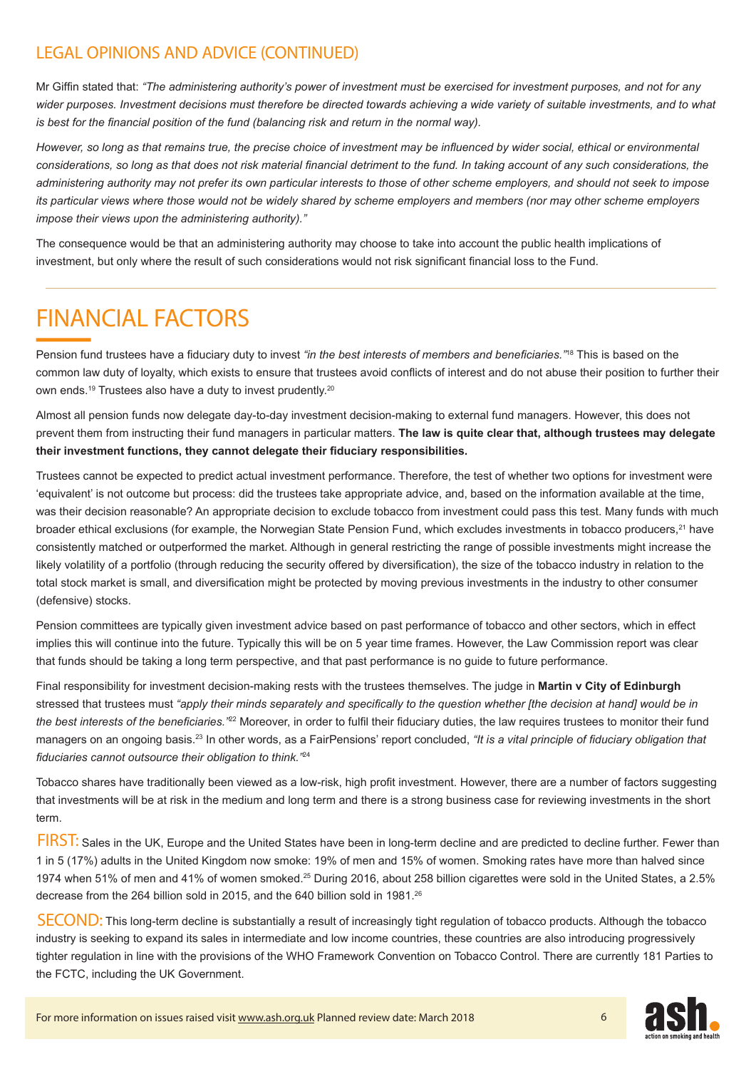## LEGAL OPINIONS AND ADVICE (CONTINUED)

Mr Giffin stated that: *"The administering authority's power of investment must be exercised for investment purposes, and not for any wider purposes. Investment decisions must therefore be directed towards achieving a wide variety of suitable investments, and to what is best for the financial position of the fund (balancing risk and return in the normal way).*

*However, so long as that remains true, the precise choice of investment may be influenced by wider social, ethical or environmental considerations, so long as that does not risk material financial detriment to the fund. In taking account of any such considerations, the administering authority may not prefer its own particular interests to those of other scheme employers, and should not seek to impose its particular views where those would not be widely shared by scheme employers and members (nor may other scheme employers impose their views upon the administering authority)."*

The consequence would be that an administering authority may choose to take into account the public health implications of investment, but only where the result of such considerations would not risk significant financial loss to the Fund.

# FINANCIAL FACTORS

Pension fund trustees have a fiduciary duty to invest *"in the best interests of members and beneficiaries."*[18] This is based on the common law duty of loyalty, which exists to ensure that trustees avoid conflicts of interest and do not abuse their position to further their own ends.[19] Trustees also have a duty to invest prudently.[20]

Almost all pension funds now delegate day-to-day investment decision-making to external fund managers. However, this does not prevent them from instructing their fund managers in particular matters. **The law is quite clear that, although trustees may delegate their investment functions, they cannot delegate their fiduciary responsibilities.**

Trustees cannot be expected to predict actual investment performance. Therefore, the test of whether two options for investment were 'equivalent' is not outcome but process: did the trustees take appropriate advice, and, based on the information available at the time, was their decision reasonable? An appropriate decision to exclude tobacco from investment could pass this test. Many funds with much broader ethical exclusions (for example, the Norwegian State Pension Fund, which excludes investments in tobacco producers,[21] have consistently matched or outperformed the market. Although in general restricting the range of possible investments might increase the likely volatility of a portfolio (through reducing the security offered by diversification), the size of the tobacco industry in relation to the total stock market is small, and diversification might be protected by moving previous investments in the industry to other consumer (defensive) stocks.

Pension committees are typically given investment advice based on past performance of tobacco and other sectors, which in effect implies this will continue into the future. Typically this will be on 5 year time frames. However, the Law Commission report was clear that funds should be taking a long term perspective, and that past performance is no guide to future performance.

Final responsibility for investment decision-making rests with the trustees themselves. The judge in **Martin v City of Edinburgh** stressed that trustees must *"apply their minds separately and specifically to the question whether [the decision at hand] would be in the best interests of the beneficiaries."*[22] Moreover, in order to fulfil their fiduciary duties, the law requires trustees to monitor their fund managers on an ongoing basis.[23] In other words, as a FairPensions' report concluded, *"It is a vital principle of fiduciary obligation that fiduciaries cannot outsource their obligation to think."*[24]

Tobacco shares have traditionally been viewed as a low-risk, high profit investment. However, there are a number of factors suggesting that investments will be at risk in the medium and long term and there is a strong business case for reviewing investments in the short term.

FIRST: Sales in the UK, Europe and the United States have been in long-term decline and are predicted to decline further. Fewer than 1 in 5 (17%) adults in the United Kingdom now smoke: 19% of men and 15% of women. Smoking rates have more than halved since 1974 when 51% of men and 41% of women smoked.[25] During 2016, about 258 billion cigarettes were sold in the United States, a 2.5% decrease from the 264 billion sold in 2015, and the 640 billion sold in 1981.[26]

SECOND: This long-term decline is substantially a result of increasingly tight regulation of tobacco products. Although the tobacco industry is seeking to expand its sales in intermediate and low income countries, these countries are also introducing progressively tighter regulation in line with the provisions of the WHO Framework Convention on Tobacco Control. There are currently 181 Parties to the FCTC, including the UK Government.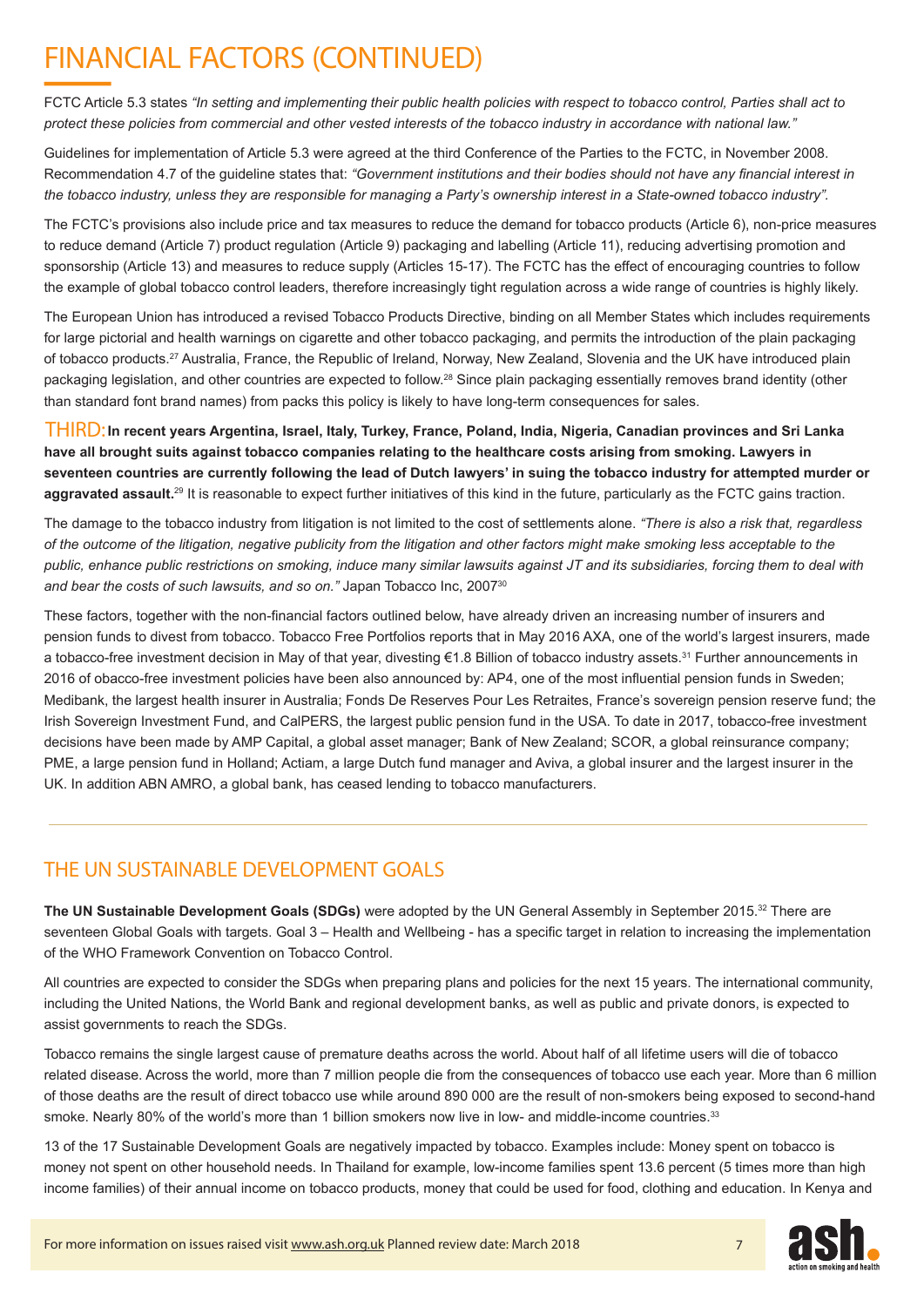# FINANCIAL FACTORS (CONTINUED)

FCTC Article 5.3 states *"In setting and implementing their public health policies with respect to tobacco control, Parties shall act to protect these policies from commercial and other vested interests of the tobacco industry in accordance with national law."*

Guidelines for implementation of Article 5.3 were agreed at the third Conference of the Parties to the FCTC, in November 2008. Recommendation 4.7 of the guideline states that: *"Government institutions and their bodies should not have any financial interest in the tobacco industry, unless they are responsible for managing a Party's ownership interest in a State-owned tobacco industry".*

The FCTC's provisions also include price and tax measures to reduce the demand for tobacco products (Article 6), non-price measures to reduce demand (Article 7) product regulation (Article 9) packaging and labelling (Article 11), reducing advertising promotion and sponsorship (Article 13) and measures to reduce supply (Articles 15-17). The FCTC has the effect of encouraging countries to follow the example of global tobacco control leaders, therefore increasingly tight regulation across a wide range of countries is highly likely.

The European Union has introduced a revised Tobacco Products Directive, binding on all Member States which includes requirements for large pictorial and health warnings on cigarette and other tobacco packaging, and permits the introduction of the plain packaging of tobacco products.[27] Australia, France, the Republic of Ireland, Norway, New Zealand, Slovenia and the UK have introduced plain packaging legislation, and other countries are expected to follow.[28] Since plain packaging essentially removes brand identity (other than standard font brand names) from packs this policy is likely to have long-term consequences for sales.

THIRD: **In recent years Argentina, Israel, Italy, Turkey, France, Poland, India, Nigeria, Canadian provinces and Sri Lanka have all brought suits against tobacco companies relating to the healthcare costs arising from smoking. Lawyers in seventeen countries are currently following the lead of Dutch lawyers' in suing the tobacco industry for attempted murder or aggravated assault.**[29] It is reasonable to expect further initiatives of this kind in the future, particularly as the FCTC gains traction.

The damage to the tobacco industry from litigation is not limited to the cost of settlements alone. *"There is also a risk that, regardless of the outcome of the litigation, negative publicity from the litigation and other factors might make smoking less acceptable to the public, enhance public restrictions on smoking, induce many similar lawsuits against JT and its subsidiaries, forcing them to deal with and bear the costs of such lawsuits, and so on."* Japan Tobacco Inc, 2007[30]

These factors, together with the non-financial factors outlined below, have already driven an increasing number of insurers and pension funds to divest from tobacco. Tobacco Free Portfolios reports that in May 2016 AXA, one of the world's largest insurers, made a tobacco-free investment decision in May of that year, divesting €1.8 Billion of tobacco industry assets.[31] Further announcements in 2016 of obacco-free investment policies have been also announced by: AP4, one of the most influential pension funds in Sweden; Medibank, the largest health insurer in Australia; Fonds De Reserves Pour Les Retraites, France's sovereign pension reserve fund; the Irish Sovereign Investment Fund, and CalPERS, the largest public pension fund in the USA. To date in 2017, tobacco-free investment decisions have been made by AMP Capital, a global asset manager; Bank of New Zealand; SCOR, a global reinsurance company; PME, a large pension fund in Holland; Actiam, a large Dutch fund manager and Aviva, a global insurer and the largest insurer in the UK. In addition ABN AMRO, a global bank, has ceased lending to tobacco manufacturers.

## THE UN SUSTAINABLE DEVELOPMENT GOALS

**The UN Sustainable Development Goals (SDGs)** were adopted by the UN General Assembly in September 2015.[32] There are seventeen Global Goals with targets. Goal 3 – Health and Wellbeing - has a specific target in relation to increasing the implementation of the WHO Framework Convention on Tobacco Control.

All countries are expected to consider the SDGs when preparing plans and policies for the next 15 years. The international community, including the United Nations, the World Bank and regional development banks, as well as public and private donors, is expected to assist governments to reach the SDGs.

Tobacco remains the single largest cause of premature deaths across the world. About half of all lifetime users will die of tobacco related disease. Across the world, more than 7 million people die from the consequences of tobacco use each year. More than 6 million of those deaths are the result of direct tobacco use while around 890 000 are the result of non-smokers being exposed to second-hand smoke. Nearly 80% of the world's more than 1 billion smokers now live in low- and middle-income countries.[33]

13 of the 17 Sustainable Development Goals are negatively impacted by tobacco. Examples include: Money spent on tobacco is money not spent on other household needs. In Thailand for example, low-income families spent 13.6 percent (5 times more than high income families) of their annual income on tobacco products, money that could be used for food, clothing and education. In Kenya and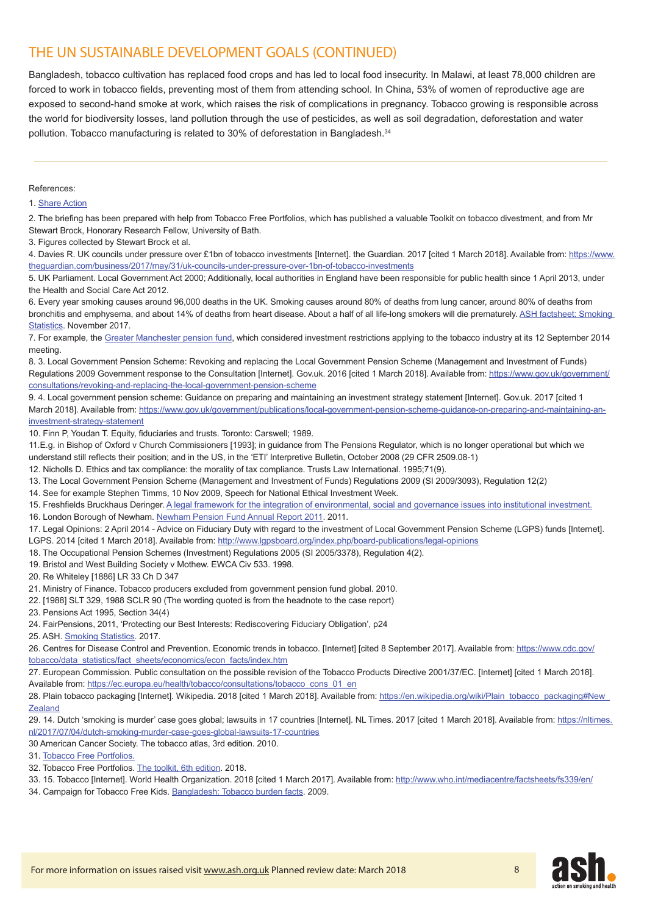## THE UN SUSTAINABLE DEVELOPMENT GOALS (CONTINUED)

Bangladesh, tobacco cultivation has replaced food crops and has led to local food insecurity. In Malawi, at least 78,000 children are forced to work in tobacco fields, preventing most of them from attending school. In China, 53% of women of reproductive age are exposed to second-hand smoke at work, which raises the risk of complications in pregnancy. Tobacco growing is responsible across the world for biodiversity losses, land pollution through the use of pesticides, as well as soil degradation, deforestation and water pollution. Tobacco manufacturing is related to 30% of deforestation in Bangladesh.[34]

References:

1. Share Action
2. The briefing has been prepared with help from Tobacco Free Portfolios, which has published a valuable Toolkit on tobacco divestment, and from Mr Stewart Brock, Honorary Research Fellow, University of Bath.
3. Figures collected by Stewart Brock et al.
4. Davies R. UK councils under pressure over £1bn of tobacco investments [Internet]. the Guardian. 2017 [cited 1 March 2018]. Available from: https://www.theguardian.com/business/2017/may/31/uk-councils-under-pressure-over-1bn-of-tobacco-investments
5. UK Parliament. Local Government Act 2000; Additionally, local authorities in England have been responsible for public health since 1 April 2013, under the Health and Social Care Act 2012.
6. Every year smoking causes around 96,000 deaths in the UK. Smoking causes around 80% of deaths from lung cancer, around 80% of deaths from bronchitis and emphysema, and about 14% of deaths from heart disease. About a half of all life-long smokers will die prematurely. ASH factsheet: Smoking Statistics. November 2017.
7. For example, the Greater Manchester pension fund, which considered investment restrictions applying to the tobacco industry at its 12 September 2014 meeting.
8. 3. Local Government Pension Scheme: Revoking and replacing the Local Government Pension Scheme (Management and Investment of Funds) Regulations 2009 Government response to the Consultation [Internet]. Gov.uk. 2016 [cited 1 March 2018]. Available from: https://www.gov.uk/government/consultations/revoking-and-replacing-the-local-government-pension-scheme
9. 4. Local government pension scheme: Guidance on preparing and maintaining an investment strategy statement [Internet]. Gov.uk. 2017 [cited 1 March 2018]. Available from: https://www.gov.uk/government/publications/local-government-pension-scheme-guidance-on-preparing-and-maintaining-an-investment-strategy-statement
10. Finn P, Youdan T. Equity, fiduciaries and trusts. Toronto: Carswell; 1989.
11. E.g. in Bishop of Oxford v Church Commissioners [1993]; in guidance from The Pensions Regulator, which is no longer operational but which we understand still reflects their position; and in the US, in the 'ETI' Interpretive Bulletin, October 2008 (29 CFR 2509.08-1)
12. Nicholls D. Ethics and tax compliance: the morality of tax compliance. Trusts Law International. 1995;71(9).
13. The Local Government Pension Scheme (Management and Investment of Funds) Regulations 2009 (SI 2009/3093), Regulation 12(2)
14. See for example Stephen Timms, 10 Nov 2009, Speech for National Ethical Investment Week.
15. Freshfields Bruckhaus Deringer. A legal framework for the integration of environmental, social and governance issues into institutional investment.
16. London Borough of Newham. Newham Pension Fund Annual Report 2011. 2011.
17. Legal Opinions: 2 April 2014 - Advice on Fiduciary Duty with regard to the investment of Local Government Pension Scheme (LGPS) funds [Internet]. LGPS. 2014 [cited 1 March 2018]. Available from: http://www.lgpsboard.org/index.php/board-publications/legal-opinions
18. The Occupational Pension Schemes (Investment) Regulations 2005 (SI 2005/3378), Regulation 4(2).
19. Bristol and West Building Society v Mothew. EWCA Civ 533. 1998.
20. Re Whiteley [1886] LR 33 Ch D 347
21. Ministry of Finance. Tobacco producers excluded from government pension fund global. 2010.
22. [1988] SLT 329, 1988 SCLR 90 (The wording quoted is from the headnote to the case report)
23. Pensions Act 1995, Section 34(4)
24. FairPensions, 2011, 'Protecting our Best Interests: Rediscovering Fiduciary Obligation', p24
25. ASH. Smoking Statistics. 2017.
26. Centres for Disease Control and Prevention. Economic trends in tobacco. [Internet] [cited 8 September 2017]. Available from: https://www.cdc.gov/tobacco/data_statistics/fact_sheets/economics/econ_facts/index.htm
27. European Commission. Public consultation on the possible revision of the Tobacco Products Directive 2001/37/EC. [Internet] [cited 1 March 2018]. Available from: https://ec.europa.eu/health/tobacco/consultations/tobacco_cons_01_en
28. Plain tobacco packaging [Internet]. Wikipedia. 2018 [cited 1 March 2018]. Available from: https://en.wikipedia.org/wiki/Plain_tobacco_packaging#New_Zealand
29. 14. Dutch 'smoking is murder' case goes global; lawsuits in 17 countries [Internet]. NL Times. 2017 [cited 1 March 2018]. Available from: https://nltimes.nl/2017/07/04/dutch-smoking-murder-case-goes-global-lawsuits-17-countries
30. American Cancer Society. The tobacco atlas, 3rd edition. 2010.
31. Tobacco Free Portfolios.
32. Tobacco Free Portfolios. The toolkit, 6th edition. 2018.
33. 15. Tobacco [Internet]. World Health Organization. 2018 [cited 1 March 2017]. Available from: http://www.who.int/mediacentre/factsheets/fs339/en/
34. Campaign for Tobacco Free Kids. Bangladesh: Tobacco burden facts. 2009.

For more information on issues raised visit www.ash.org.uk Planned review date: March 2018